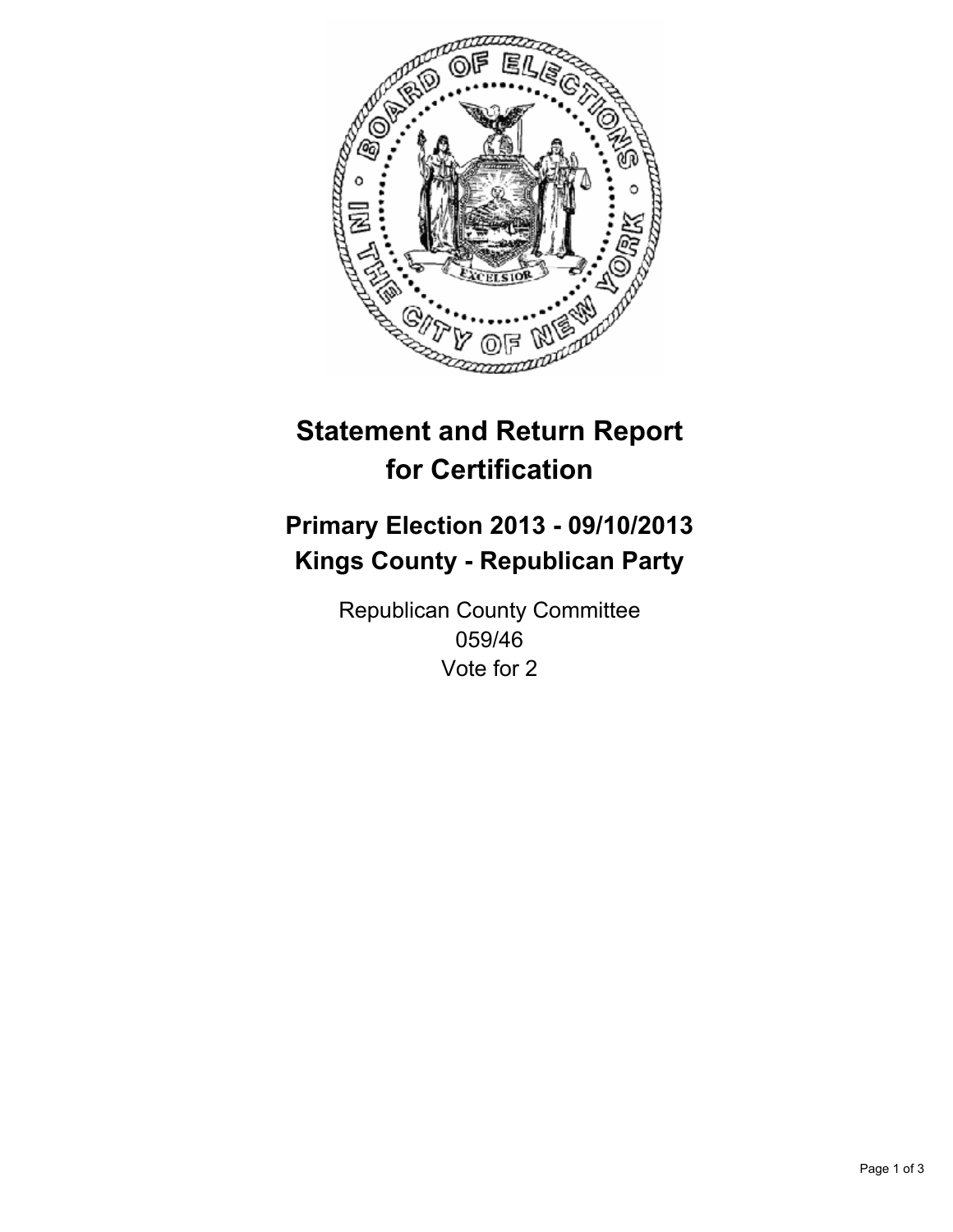# Statement and Return Report for Certification

## Primary Election 2013 - 09/10/2013
## Kings County - Republican Party

Republican County Committee
059/46
Vote for 2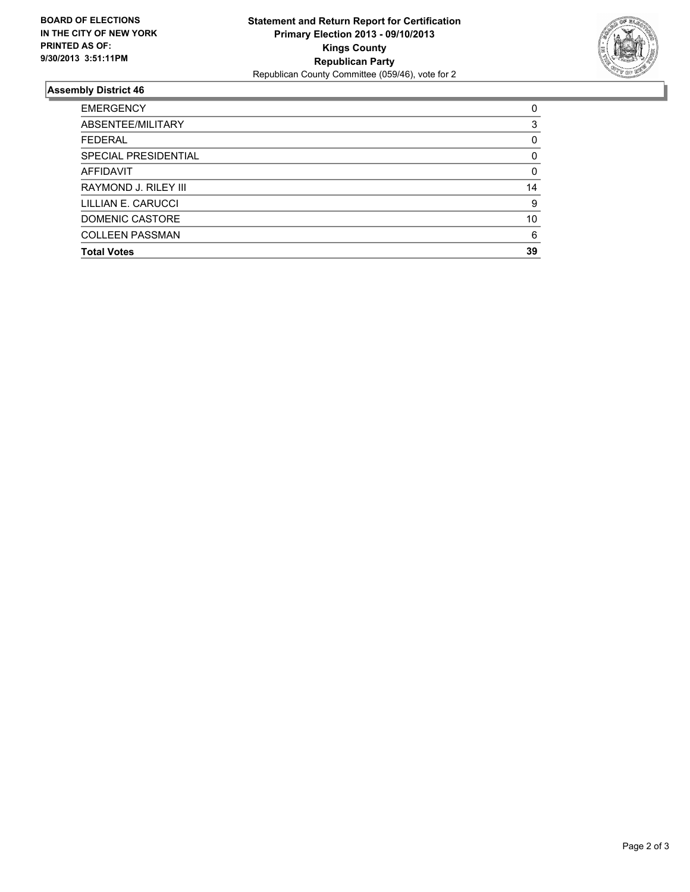**BOARD OF ELECTIONS IN THE CITY OF NEW YORK PRINTED AS OF: 9/30/2013 3:51:11PM**

**Statement and Return Report for Certification**
**Primary Election 2013 - 09/10/2013**
**Kings County**
**Republican Party**
Republican County Committee (059/46), vote for 2

### Assembly District 46

| | |
|---|---|
| EMERGENCY | 0 |
| ABSENTEE/MILITARY | 3 |
| FEDERAL | 0 |
| SPECIAL PRESIDENTIAL | 0 |
| AFFIDAVIT | 0 |
| RAYMOND J. RILEY III | 14 |
| LILLIAN E. CARUCCI | 9 |
| DOMENIC CASTORE | 10 |
| COLLEEN PASSMAN | 6 |
| **Total Votes** | **39** |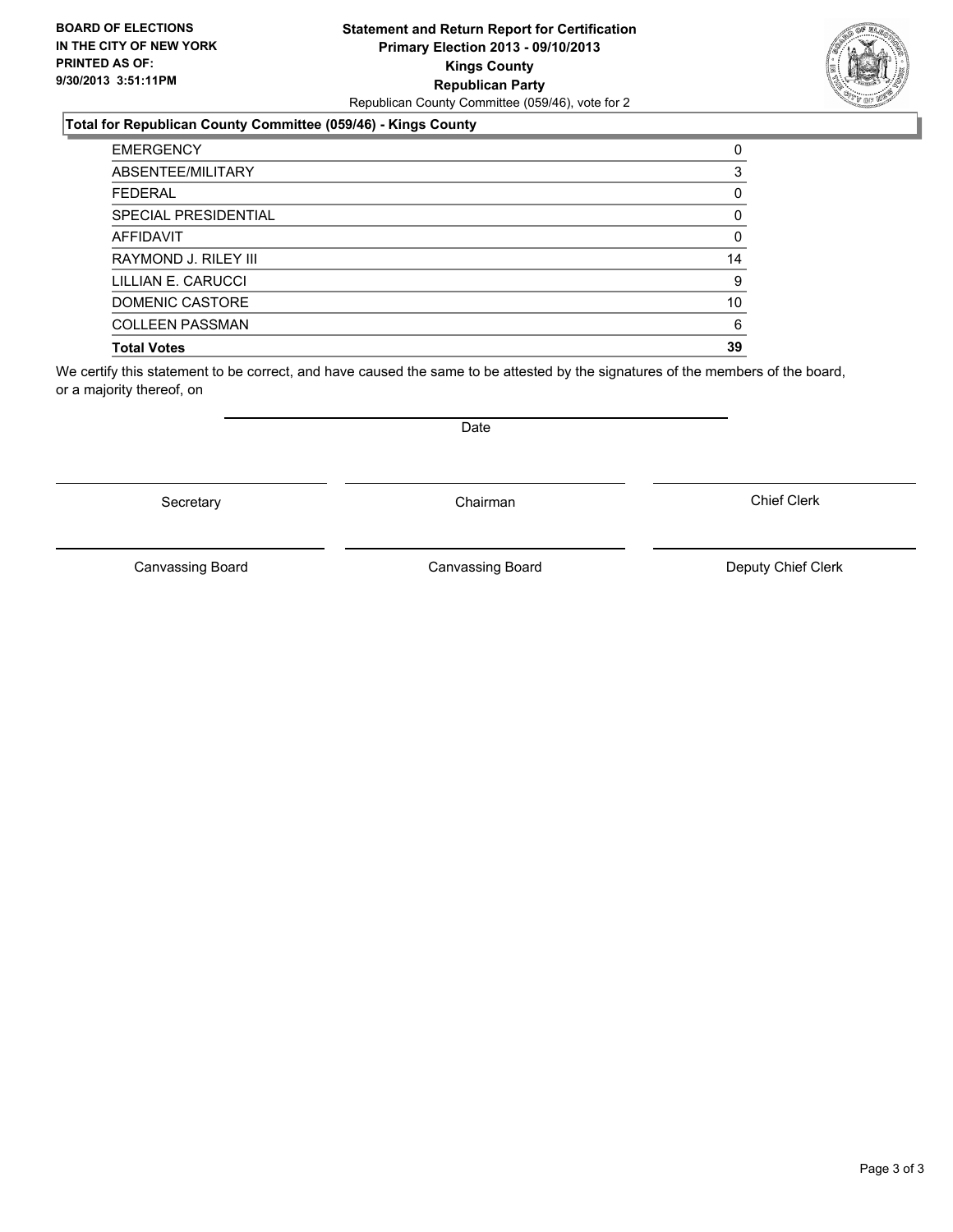**BOARD OF ELECTIONS IN THE CITY OF NEW YORK PRINTED AS OF: 9/30/2013 3:51:11PM**

**Statement and Return Report for Certification Primary Election 2013 - 09/10/2013 Kings County Republican Party**

Republican County Committee (059/46), vote for 2

**Total for Republican County Committee (059/46) - Kings County**

| | |
|---|---|
| EMERGENCY | 0 |
| ABSENTEE/MILITARY | 3 |
| FEDERAL | 0 |
| SPECIAL PRESIDENTIAL | 0 |
| AFFIDAVIT | 0 |
| RAYMOND J. RILEY III | 14 |
| LILLIAN E. CARUCCI | 9 |
| DOMENIC CASTORE | 10 |
| COLLEEN PASSMAN | 6 |
| **Total Votes** | **39** |

We certify this statement to be correct, and have caused the same to be attested by the signatures of the members of the board, or a majority thereof, on

Date

Secretary    Chairman    Chief Clerk

Canvassing Board    Canvassing Board    Deputy Chief Clerk